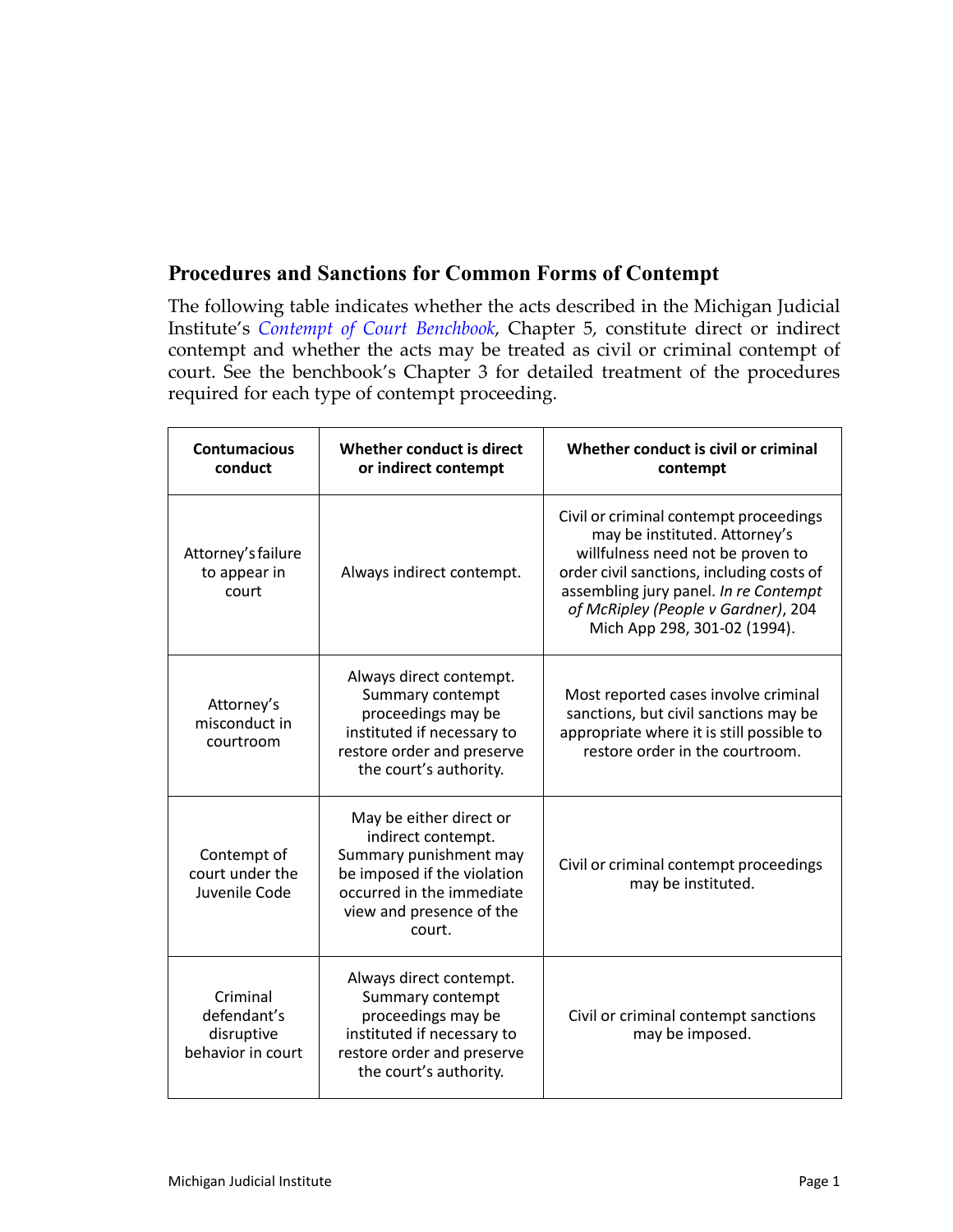## Procedures and Sanctions for Common Forms of Contempt

The following table indicates whether the acts described in the Michigan Judicial Institute's *Contempt of Court Benchbook*, Chapter 5, constitute direct or indirect contempt and whether the acts may be treated as civil or criminal contempt of court. See the benchbook's Chapter 3 for detailed treatment of the procedures required for each type of contempt proceeding.

| Contumacious conduct | Whether conduct is direct or indirect contempt | Whether conduct is civil or criminal contempt |
|---|---|---|
| Attorney's failure to appear in court | Always indirect contempt. | Civil or criminal contempt proceedings may be instituted. Attorney's willfulness need not be proven to order civil sanctions, including costs of assembling jury panel. *In re Contempt of McRipley (People v Gardner)*, 204 Mich App 298, 301-02 (1994). |
| Attorney's misconduct in courtroom | Always direct contempt. Summary contempt proceedings may be instituted if necessary to restore order and preserve the court's authority. | Most reported cases involve criminal sanctions, but civil sanctions may be appropriate where it is still possible to restore order in the courtroom. |
| Contempt of court under the Juvenile Code | May be either direct or indirect contempt. Summary punishment may be imposed if the violation occurred in the immediate view and presence of the court. | Civil or criminal contempt proceedings may be instituted. |
| Criminal defendant's disruptive behavior in court | Always direct contempt. Summary contempt proceedings may be instituted if necessary to restore order and preserve the court's authority. | Civil or criminal contempt sanctions may be imposed. |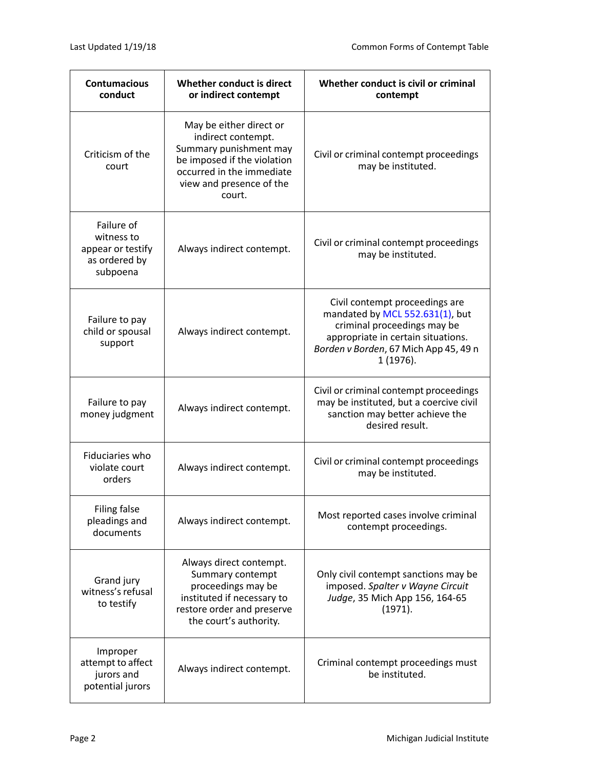| Contumacious conduct | Whether conduct is direct or indirect contempt | Whether conduct is civil or criminal contempt |
|---|---|---|
| Criticism of the court | May be either direct or indirect contempt. Summary punishment may be imposed if the violation occurred in the immediate view and presence of the court. | Civil or criminal contempt proceedings may be instituted. |
| Failure of witness to appear or testify as ordered by subpoena | Always indirect contempt. | Civil or criminal contempt proceedings may be instituted. |
| Failure to pay child or spousal support | Always indirect contempt. | Civil contempt proceedings are mandated by MCL 552.631(1), but criminal proceedings may be appropriate in certain situations. *Borden v Borden*, 67 Mich App 45, 49 n 1 (1976). |
| Failure to pay money judgment | Always indirect contempt. | Civil or criminal contempt proceedings may be instituted, but a coercive civil sanction may better achieve the desired result. |
| Fiduciaries who violate court orders | Always indirect contempt. | Civil or criminal contempt proceedings may be instituted. |
| Filing false pleadings and documents | Always indirect contempt. | Most reported cases involve criminal contempt proceedings. |
| Grand jury witness's refusal to testify | Always direct contempt. Summary contempt proceedings may be instituted if necessary to restore order and preserve the court's authority. | Only civil contempt sanctions may be imposed. *Spalter v Wayne Circuit Judge*, 35 Mich App 156, 164-65 (1971). |
| Improper attempt to affect jurors and potential jurors | Always indirect contempt. | Criminal contempt proceedings must be instituted. |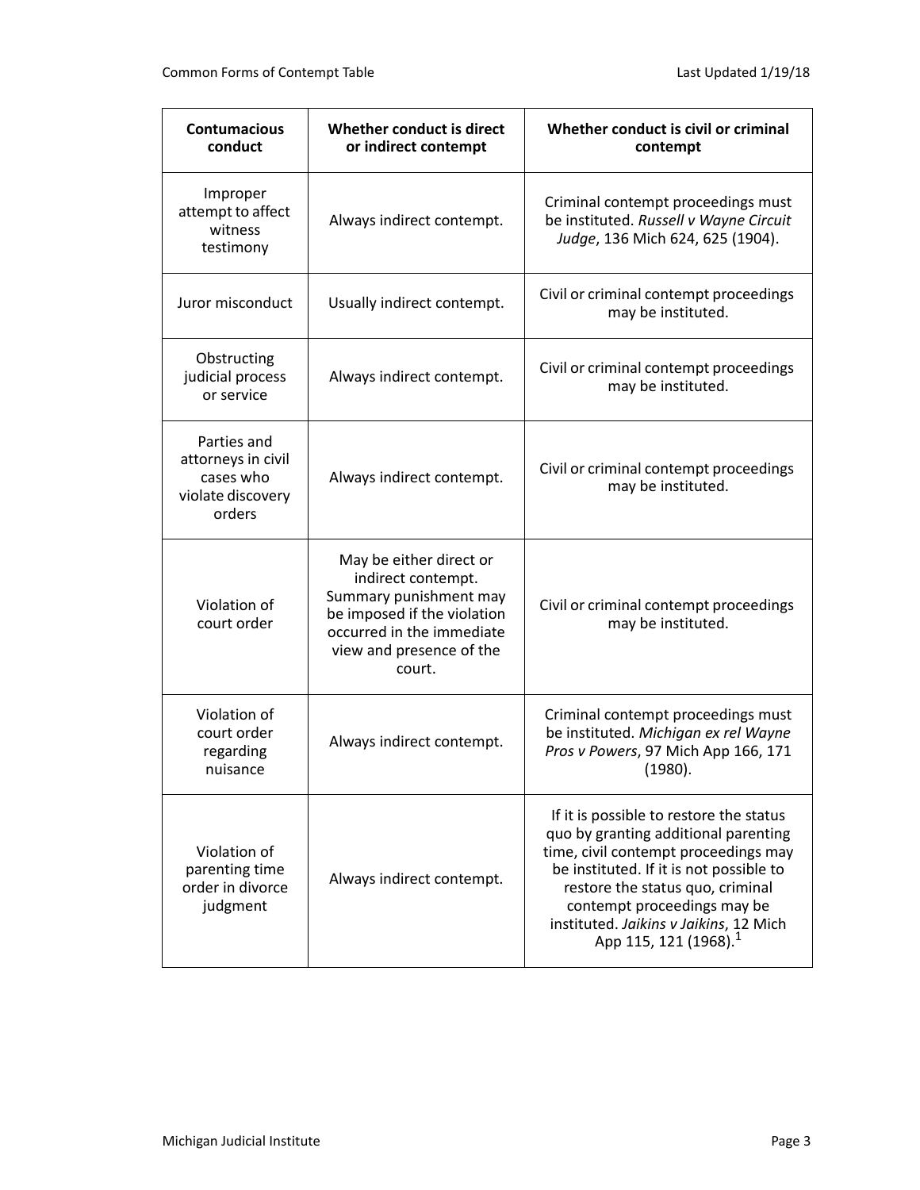| Contumacious conduct | Whether conduct is direct or indirect contempt | Whether conduct is civil or criminal contempt |
| --- | --- | --- |
| Improper attempt to affect witness testimony | Always indirect contempt. | Criminal contempt proceedings must be instituted. *Russell v Wayne Circuit Judge*, 136 Mich 624, 625 (1904). |
| Juror misconduct | Usually indirect contempt. | Civil or criminal contempt proceedings may be instituted. |
| Obstructing judicial process or service | Always indirect contempt. | Civil or criminal contempt proceedings may be instituted. |
| Parties and attorneys in civil cases who violate discovery orders | Always indirect contempt. | Civil or criminal contempt proceedings may be instituted. |
| Violation of court order | May be either direct or indirect contempt. Summary punishment may be imposed if the violation occurred in the immediate view and presence of the court. | Civil or criminal contempt proceedings may be instituted. |
| Violation of court order regarding nuisance | Always indirect contempt. | Criminal contempt proceedings must be instituted. *Michigan ex rel Wayne Pros v Powers*, 97 Mich App 166, 171 (1980). |
| Violation of parenting time order in divorce judgment | Always indirect contempt. | If it is possible to restore the status quo by granting additional parenting time, civil contempt proceedings may be instituted. If it is not possible to restore the status quo, criminal contempt proceedings may be instituted. *Jaikins v Jaikins*, 12 Mich App 115, 121 (1968).[1] |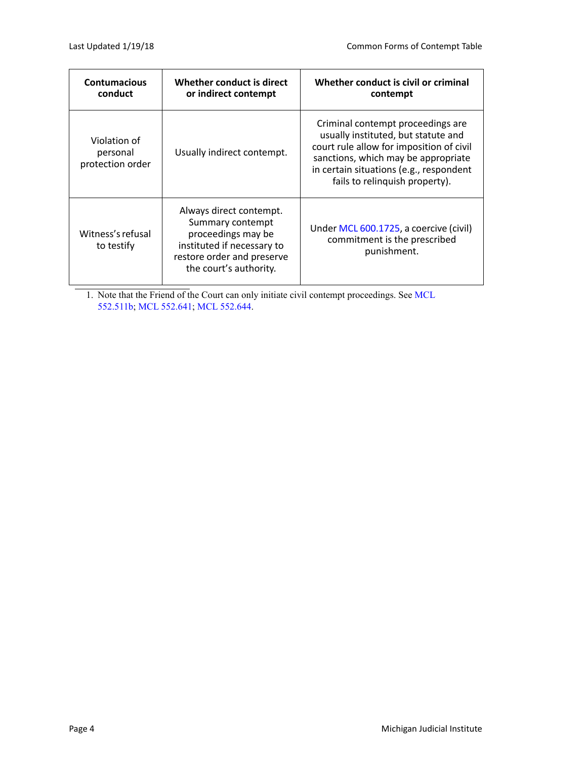| Contumacious conduct | Whether conduct is direct or indirect contempt | Whether conduct is civil or criminal contempt |
| --- | --- | --- |
| Violation of personal protection order | Usually indirect contempt. | Criminal contempt proceedings are usually instituted, but statute and court rule allow for imposition of civil sanctions, which may be appropriate in certain situations (e.g., respondent fails to relinquish property). |
| Witness's refusal to testify | Always direct contempt. Summary contempt proceedings may be instituted if necessary to restore order and preserve the court's authority. | Under MCL 600.1725, a coercive (civil) commitment is the prescribed punishment. |

1. Note that the Friend of the Court can only initiate civil contempt proceedings. See MCL 552.511b; MCL 552.641; MCL 552.644.